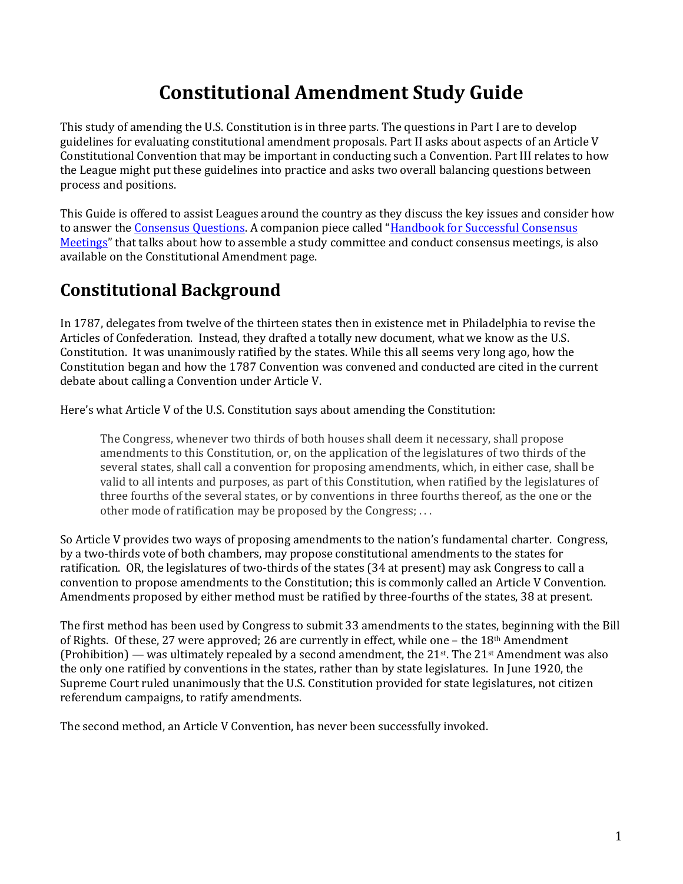# Constitutional Amendment Study Guide

This study of amending the U.S. Constitution is in three parts. The questions in Part I are to develop guidelines for evaluating constitutional amendment proposals. Part II asks about aspects of an Article V Constitutional Convention that may be important in conducting such a Convention. Part III relates to how the League might put these guidelines into practice and asks two overall balancing questions between process and positions.

This Guide is offered to assist Leagues around the country as they discuss the key issues and consider how to answer the Consensus Questions. A companion piece called "Handbook for Successful Consensus Meetings" that talks about how to assemble a study committee and conduct consensus meetings, is also available on the Constitutional Amendment page.

## Constitutional Background

In 1787, delegates from twelve of the thirteen states then in existence met in Philadelphia to revise the Articles of Confederation. Instead, they drafted a totally new document, what we know as the U.S. Constitution. It was unanimously ratified by the states. While this all seems very long ago, how the Constitution began and how the 1787 Convention was convened and conducted are cited in the current debate about calling a Convention under Article V.

Here's what Article V of the U.S. Constitution says about amending the Constitution:

> The Congress, whenever two thirds of both houses shall deem it necessary, shall propose amendments to this Constitution, or, on the application of the legislatures of two thirds of the several states, shall call a convention for proposing amendments, which, in either case, shall be valid to all intents and purposes, as part of this Constitution, when ratified by the legislatures of three fourths of the several states, or by conventions in three fourths thereof, as the one or the other mode of ratification may be proposed by the Congress; . . .

So Article V provides two ways of proposing amendments to the nation's fundamental charter. Congress, by a two-thirds vote of both chambers, may propose constitutional amendments to the states for ratification. OR, the legislatures of two-thirds of the states (34 at present) may ask Congress to call a convention to propose amendments to the Constitution; this is commonly called an Article V Convention. Amendments proposed by either method must be ratified by three-fourths of the states, 38 at present.

The first method has been used by Congress to submit 33 amendments to the states, beginning with the Bill of Rights. Of these, 27 were approved; 26 are currently in effect, while one – the 18th Amendment (Prohibition) — was ultimately repealed by a second amendment, the 21st. The 21st Amendment was also the only one ratified by conventions in the states, rather than by state legislatures. In June 1920, the Supreme Court ruled unanimously that the U.S. Constitution provided for state legislatures, not citizen referendum campaigns, to ratify amendments.

The second method, an Article V Convention, has never been successfully invoked.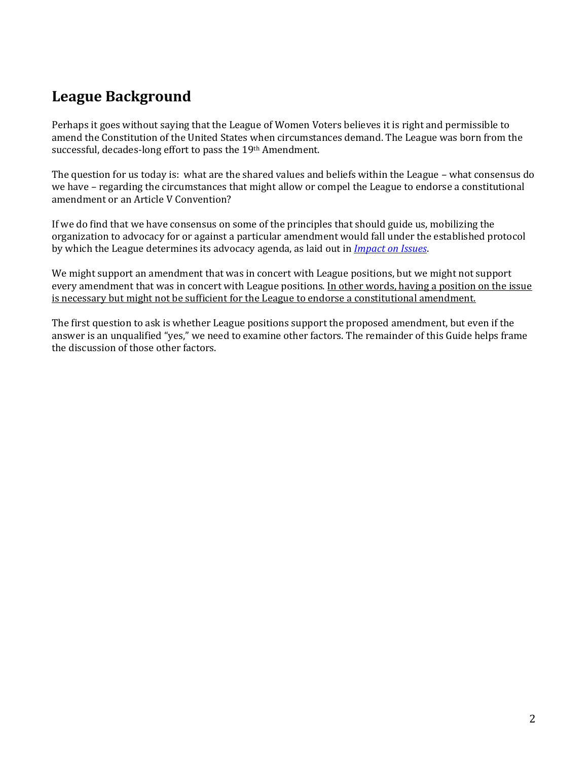## League Background

Perhaps it goes without saying that the League of Women Voters believes it is right and permissible to amend the Constitution of the United States when circumstances demand. The League was born from the successful, decades-long effort to pass the 19th Amendment.

The question for us today is: what are the shared values and beliefs within the League – what consensus do we have – regarding the circumstances that might allow or compel the League to endorse a constitutional amendment or an Article V Convention?

If we do find that we have consensus on some of the principles that should guide us, mobilizing the organization to advocacy for or against a particular amendment would fall under the established protocol by which the League determines its advocacy agenda, as laid out in *Impact on Issues*.

We might support an amendment that was in concert with League positions, but we might not support every amendment that was in concert with League positions. In other words, having a position on the issue is necessary but might not be sufficient for the League to endorse a constitutional amendment.

The first question to ask is whether League positions support the proposed amendment, but even if the answer is an unqualified "yes," we need to examine other factors. The remainder of this Guide helps frame the discussion of those other factors.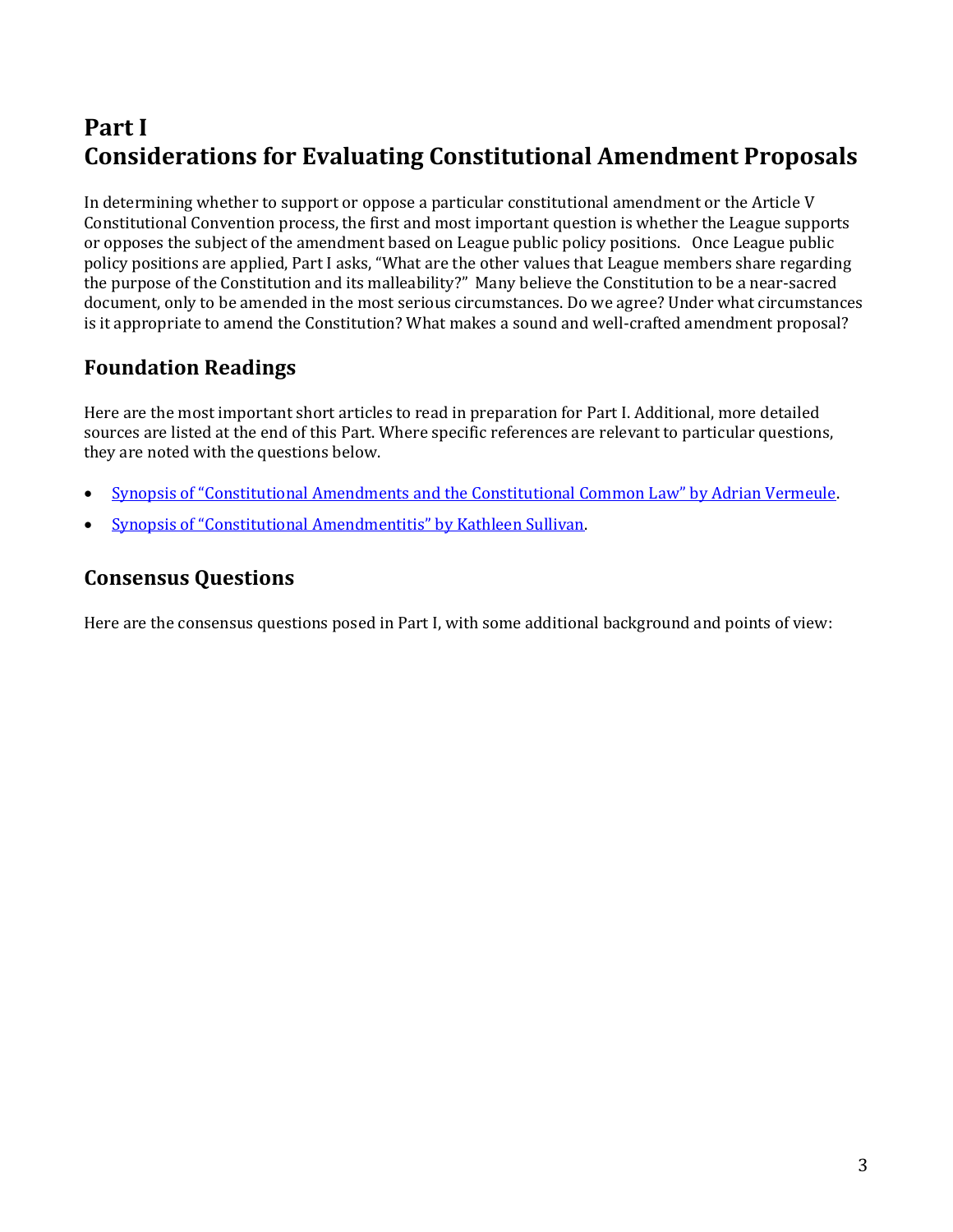# Part I
# Considerations for Evaluating Constitutional Amendment Proposals

In determining whether to support or oppose a particular constitutional amendment or the Article V Constitutional Convention process, the first and most important question is whether the League supports or opposes the subject of the amendment based on League public policy positions. Once League public policy positions are applied, Part I asks, "What are the other values that League members share regarding the purpose of the Constitution and its malleability?" Many believe the Constitution to be a near-sacred document, only to be amended in the most serious circumstances. Do we agree? Under what circumstances is it appropriate to amend the Constitution? What makes a sound and well-crafted amendment proposal?

## Foundation Readings

Here are the most important short articles to read in preparation for Part I. Additional, more detailed sources are listed at the end of this Part. Where specific references are relevant to particular questions, they are noted with the questions below.

- Synopsis of "Constitutional Amendments and the Constitutional Common Law" by Adrian Vermeule.
- Synopsis of "Constitutional Amendmentitis" by Kathleen Sullivan.

## Consensus Questions

Here are the consensus questions posed in Part I, with some additional background and points of view: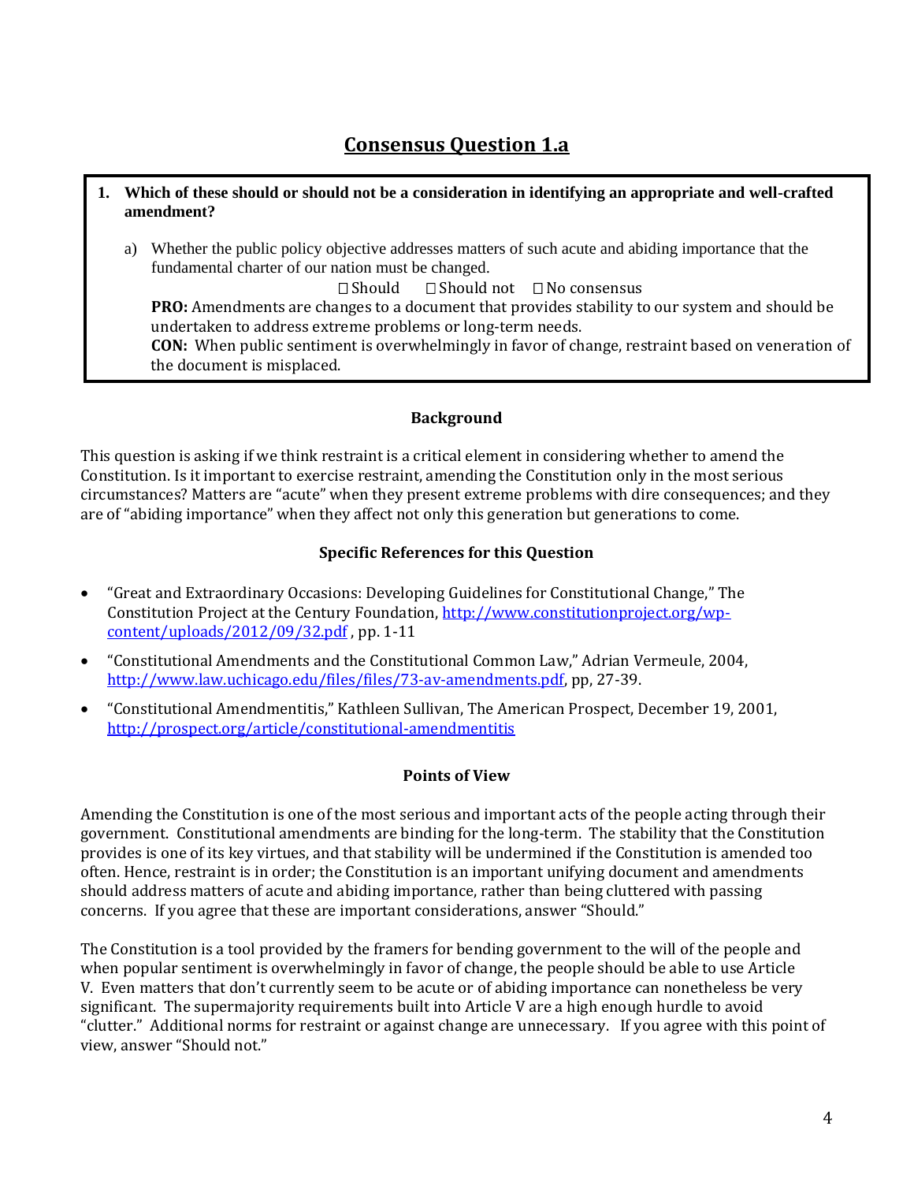# Consensus Question 1.a

**1. Which of these should or should not be a consideration in identifying an appropriate and well-crafted amendment?**

a) Whether the public policy objective addresses matters of such acute and abiding importance that the fundamental charter of our nation must be changed.

☐ Should ☐ Should not ☐ No consensus

**PRO:** Amendments are changes to a document that provides stability to our system and should be undertaken to address extreme problems or long-term needs.

**CON:** When public sentiment is overwhelmingly in favor of change, restraint based on veneration of the document is misplaced.

### Background

This question is asking if we think restraint is a critical element in considering whether to amend the Constitution. Is it important to exercise restraint, amending the Constitution only in the most serious circumstances? Matters are "acute" when they present extreme problems with dire consequences; and they are of "abiding importance" when they affect not only this generation but generations to come.

### Specific References for this Question

- "Great and Extraordinary Occasions: Developing Guidelines for Constitutional Change," The Constitution Project at the Century Foundation, http://www.constitutionproject.org/wp-content/uploads/2012/09/32.pdf , pp. 1-11
- "Constitutional Amendments and the Constitutional Common Law," Adrian Vermeule, 2004, http://www.law.uchicago.edu/files/files/73-av-amendments.pdf, pp, 27-39.
- "Constitutional Amendmentitis," Kathleen Sullivan, The American Prospect, December 19, 2001, http://prospect.org/article/constitutional-amendmentitis

### Points of View

Amending the Constitution is one of the most serious and important acts of the people acting through their government. Constitutional amendments are binding for the long-term. The stability that the Constitution provides is one of its key virtues, and that stability will be undermined if the Constitution is amended too often. Hence, restraint is in order; the Constitution is an important unifying document and amendments should address matters of acute and abiding importance, rather than being cluttered with passing concerns. If you agree that these are important considerations, answer "Should."

The Constitution is a tool provided by the framers for bending government to the will of the people and when popular sentiment is overwhelmingly in favor of change, the people should be able to use Article V. Even matters that don't currently seem to be acute or of abiding importance can nonetheless be very significant. The supermajority requirements built into Article V are a high enough hurdle to avoid "clutter." Additional norms for restraint or against change are unnecessary. If you agree with this point of view, answer "Should not."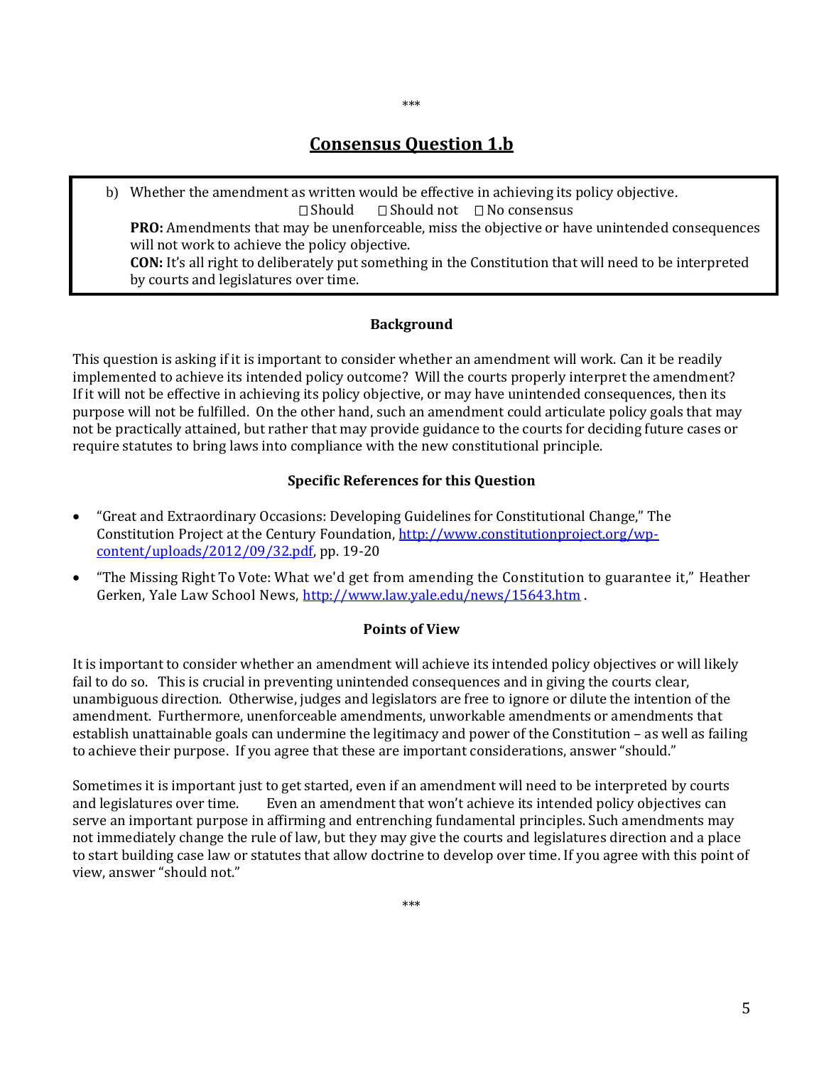***

## Consensus Question 1.b

b) Whether the amendment as written would be effective in achieving its policy objective.

☐ Should ☐ Should not ☐ No consensus

**PRO:** Amendments that may be unenforceable, miss the objective or have unintended consequences will not work to achieve the policy objective.

**CON:** It's all right to deliberately put something in the Constitution that will need to be interpreted by courts and legislatures over time.

### Background

This question is asking if it is important to consider whether an amendment will work. Can it be readily implemented to achieve its intended policy outcome? Will the courts properly interpret the amendment? If it will not be effective in achieving its policy objective, or may have unintended consequences, then its purpose will not be fulfilled. On the other hand, such an amendment could articulate policy goals that may not be practically attained, but rather that may provide guidance to the courts for deciding future cases or require statutes to bring laws into compliance with the new constitutional principle.

### Specific References for this Question

- "Great and Extraordinary Occasions: Developing Guidelines for Constitutional Change," The Constitution Project at the Century Foundation, [http://www.constitutionproject.org/wp-content/uploads/2012/09/32.pdf](http://www.constitutionproject.org/wp-content/uploads/2012/09/32.pdf), pp. 19-20
- "The Missing Right To Vote: What we'd get from amending the Constitution to guarantee it," Heather Gerken, Yale Law School News, [http://www.law.yale.edu/news/15643.htm](http://www.law.yale.edu/news/15643.htm) .

### Points of View

It is important to consider whether an amendment will achieve its intended policy objectives or will likely fail to do so. This is crucial in preventing unintended consequences and in giving the courts clear, unambiguous direction. Otherwise, judges and legislators are free to ignore or dilute the intention of the amendment. Furthermore, unenforceable amendments, unworkable amendments or amendments that establish unattainable goals can undermine the legitimacy and power of the Constitution – as well as failing to achieve their purpose. If you agree that these are important considerations, answer "should."

Sometimes it is important just to get started, even if an amendment will need to be interpreted by courts and legislatures over time. Even an amendment that won't achieve its intended policy objectives can serve an important purpose in affirming and entrenching fundamental principles. Such amendments may not immediately change the rule of law, but they may give the courts and legislatures direction and a place to start building case law or statutes that allow doctrine to develop over time. If you agree with this point of view, answer "should not."

***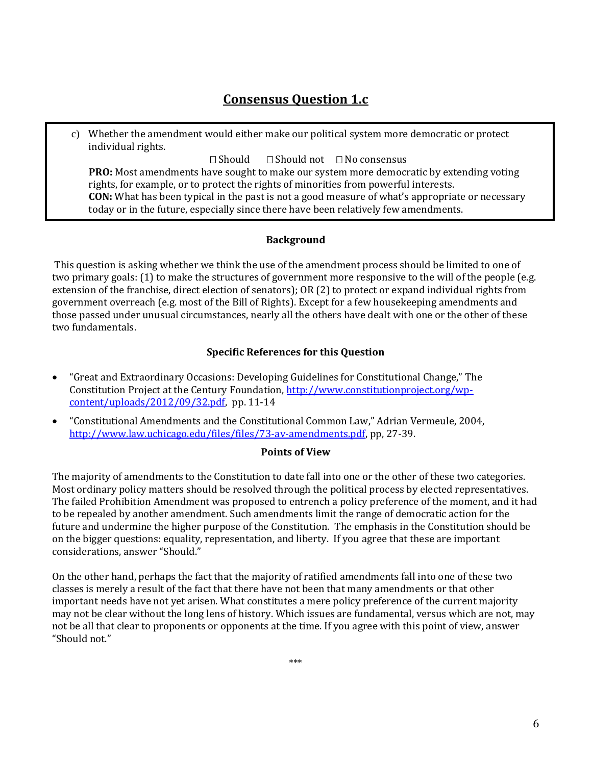## Consensus Question 1.c

c) Whether the amendment would either make our political system more democratic or protect individual rights.

☐ Should ☐ Should not ☐ No consensus

**PRO:** Most amendments have sought to make our system more democratic by extending voting rights, for example, or to protect the rights of minorities from powerful interests.

**CON:** What has been typical in the past is not a good measure of what's appropriate or necessary today or in the future, especially since there have been relatively few amendments.

### Background

This question is asking whether we think the use of the amendment process should be limited to one of two primary goals: (1) to make the structures of government more responsive to the will of the people (e.g. extension of the franchise, direct election of senators); OR (2) to protect or expand individual rights from government overreach (e.g. most of the Bill of Rights). Except for a few housekeeping amendments and those passed under unusual circumstances, nearly all the others have dealt with one or the other of these two fundamentals.

### Specific References for this Question

- "Great and Extraordinary Occasions: Developing Guidelines for Constitutional Change," The Constitution Project at the Century Foundation, http://www.constitutionproject.org/wp-content/uploads/2012/09/32.pdf, pp. 11-14
- "Constitutional Amendments and the Constitutional Common Law," Adrian Vermeule, 2004, http://www.law.uchicago.edu/files/files/73-av-amendments.pdf, pp, 27-39.

### Points of View

The majority of amendments to the Constitution to date fall into one or the other of these two categories. Most ordinary policy matters should be resolved through the political process by elected representatives. The failed Prohibition Amendment was proposed to entrench a policy preference of the moment, and it had to be repealed by another amendment. Such amendments limit the range of democratic action for the future and undermine the higher purpose of the Constitution. The emphasis in the Constitution should be on the bigger questions: equality, representation, and liberty. If you agree that these are important considerations, answer "Should."

On the other hand, perhaps the fact that the majority of ratified amendments fall into one of these two classes is merely a result of the fact that there have not been that many amendments or that other important needs have not yet arisen. What constitutes a mere policy preference of the current majority may not be clear without the long lens of history. Which issues are fundamental, versus which are not, may not be all that clear to proponents or opponents at the time. If you agree with this point of view, answer "Should not."

***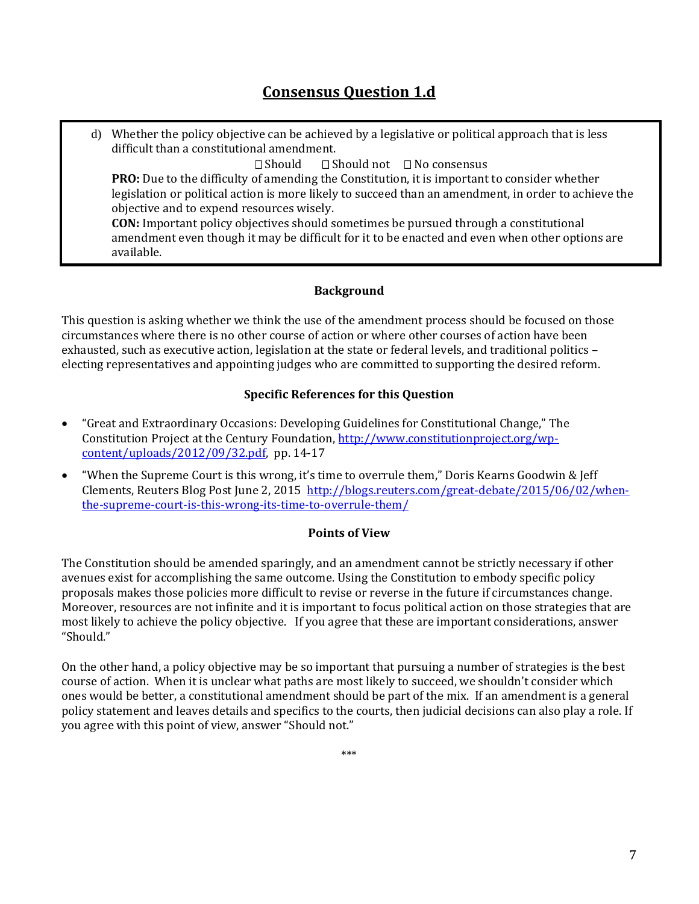# Consensus Question 1.d

d) Whether the policy objective can be achieved by a legislative or political approach that is less difficult than a constitutional amendment.

☐ Should ☐ Should not ☐ No consensus

**PRO:** Due to the difficulty of amending the Constitution, it is important to consider whether legislation or political action is more likely to succeed than an amendment, in order to achieve the objective and to expend resources wisely.

**CON:** Important policy objectives should sometimes be pursued through a constitutional amendment even though it may be difficult for it to be enacted and even when other options are available.

### Background

This question is asking whether we think the use of the amendment process should be focused on those circumstances where there is no other course of action or where other courses of action have been exhausted, such as executive action, legislation at the state or federal levels, and traditional politics – electing representatives and appointing judges who are committed to supporting the desired reform.

### Specific References for this Question

- "Great and Extraordinary Occasions: Developing Guidelines for Constitutional Change," The Constitution Project at the Century Foundation, http://www.constitutionproject.org/wp-content/uploads/2012/09/32.pdf, pp. 14-17
- "When the Supreme Court is this wrong, it's time to overrule them," Doris Kearns Goodwin & Jeff Clements, Reuters Blog Post June 2, 2015 http://blogs.reuters.com/great-debate/2015/06/02/when-the-supreme-court-is-this-wrong-its-time-to-overrule-them/

### Points of View

The Constitution should be amended sparingly, and an amendment cannot be strictly necessary if other avenues exist for accomplishing the same outcome. Using the Constitution to embody specific policy proposals makes those policies more difficult to revise or reverse in the future if circumstances change. Moreover, resources are not infinite and it is important to focus political action on those strategies that are most likely to achieve the policy objective. If you agree that these are important considerations, answer "Should."

On the other hand, a policy objective may be so important that pursuing a number of strategies is the best course of action. When it is unclear what paths are most likely to succeed, we shouldn't consider which ones would be better, a constitutional amendment should be part of the mix. If an amendment is a general policy statement and leaves details and specifics to the courts, then judicial decisions can also play a role. If you agree with this point of view, answer "Should not."

***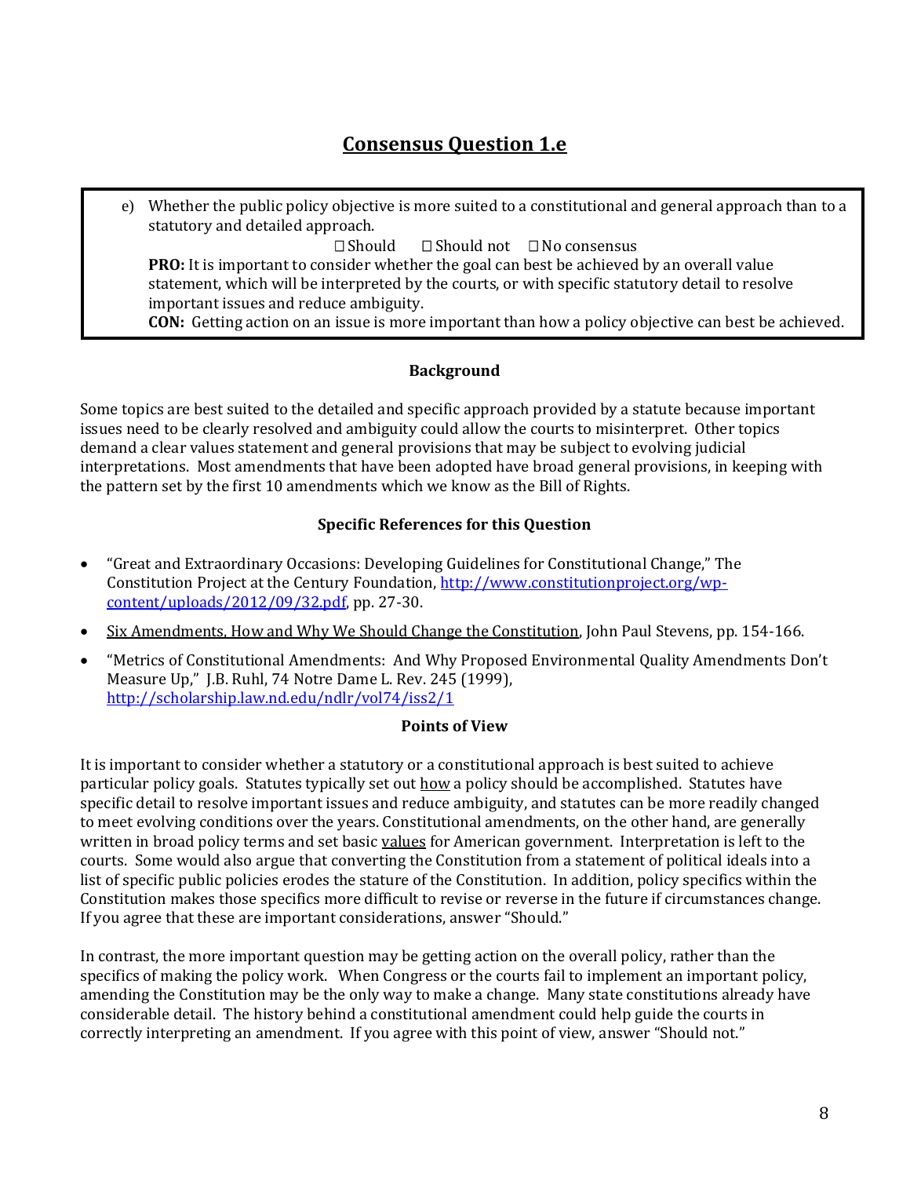# Consensus Question 1.e

e) Whether the public policy objective is more suited to a constitutional and general approach than to a statutory and detailed approach.

☐ Should ☐ Should not ☐ No consensus

**PRO:** It is important to consider whether the goal can best be achieved by an overall value statement, which will be interpreted by the courts, or with specific statutory detail to resolve important issues and reduce ambiguity.

**CON:** Getting action on an issue is more important than how a policy objective can best be achieved.

### Background

Some topics are best suited to the detailed and specific approach provided by a statute because important issues need to be clearly resolved and ambiguity could allow the courts to misinterpret. Other topics demand a clear values statement and general provisions that may be subject to evolving judicial interpretations. Most amendments that have been adopted have broad general provisions, in keeping with the pattern set by the first 10 amendments which we know as the Bill of Rights.

### Specific References for this Question

- "Great and Extraordinary Occasions: Developing Guidelines for Constitutional Change," The Constitution Project at the Century Foundation, http://www.constitutionproject.org/wp-content/uploads/2012/09/32.pdf, pp. 27-30.
- Six Amendments, How and Why We Should Change the Constitution, John Paul Stevens, pp. 154-166.
- "Metrics of Constitutional Amendments: And Why Proposed Environmental Quality Amendments Don't Measure Up," J.B. Ruhl, 74 Notre Dame L. Rev. 245 (1999), http://scholarship.law.nd.edu/ndlr/vol74/iss2/1

### Points of View

It is important to consider whether a statutory or a constitutional approach is best suited to achieve particular policy goals. Statutes typically set out how a policy should be accomplished. Statutes have specific detail to resolve important issues and reduce ambiguity, and statutes can be more readily changed to meet evolving conditions over the years. Constitutional amendments, on the other hand, are generally written in broad policy terms and set basic values for American government. Interpretation is left to the courts. Some would also argue that converting the Constitution from a statement of political ideals into a list of specific public policies erodes the stature of the Constitution. In addition, policy specifics within the Constitution makes those specifics more difficult to revise or reverse in the future if circumstances change. If you agree that these are important considerations, answer "Should."

In contrast, the more important question may be getting action on the overall policy, rather than the specifics of making the policy work. When Congress or the courts fail to implement an important policy, amending the Constitution may be the only way to make a change. Many state constitutions already have considerable detail. The history behind a constitutional amendment could help guide the courts in correctly interpreting an amendment. If you agree with this point of view, answer "Should not."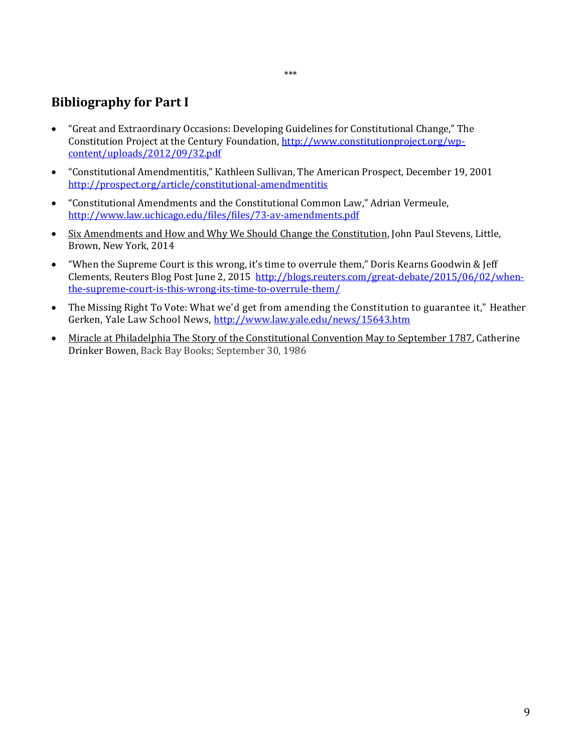***

## Bibliography for Part I

- "Great and Extraordinary Occasions: Developing Guidelines for Constitutional Change," The Constitution Project at the Century Foundation, http://www.constitutionproject.org/wp-content/uploads/2012/09/32.pdf
- "Constitutional Amendmentitis," Kathleen Sullivan, The American Prospect, December 19, 2001 http://prospect.org/article/constitutional-amendmentitis
- "Constitutional Amendments and the Constitutional Common Law," Adrian Vermeule, http://www.law.uchicago.edu/files/files/73-av-amendments.pdf
- Six Amendments and How and Why We Should Change the Constitution, John Paul Stevens, Little, Brown, New York, 2014
- "When the Supreme Court is this wrong, it's time to overrule them," Doris Kearns Goodwin & Jeff Clements, Reuters Blog Post June 2, 2015 http://blogs.reuters.com/great-debate/2015/06/02/when-the-supreme-court-is-this-wrong-its-time-to-overrule-them/
- The Missing Right To Vote: What we'd get from amending the Constitution to guarantee it," Heather Gerken, Yale Law School News, http://www.law.yale.edu/news/15643.htm
- Miracle at Philadelphia The Story of the Constitutional Convention May to September 1787, Catherine Drinker Bowen, Back Bay Books; September 30, 1986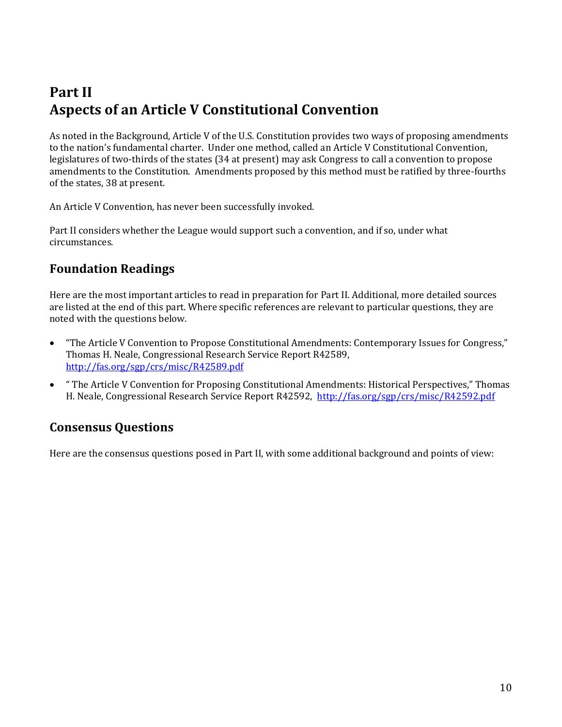# Part II
# Aspects of an Article V Constitutional Convention

As noted in the Background, Article V of the U.S. Constitution provides two ways of proposing amendments to the nation's fundamental charter. Under one method, called an Article V Constitutional Convention, legislatures of two-thirds of the states (34 at present) may ask Congress to call a convention to propose amendments to the Constitution. Amendments proposed by this method must be ratified by three-fourths of the states, 38 at present.

An Article V Convention, has never been successfully invoked.

Part II considers whether the League would support such a convention, and if so, under what circumstances.

## Foundation Readings

Here are the most important articles to read in preparation for Part II. Additional, more detailed sources are listed at the end of this part. Where specific references are relevant to particular questions, they are noted with the questions below.

- "The Article V Convention to Propose Constitutional Amendments: Contemporary Issues for Congress," Thomas H. Neale, Congressional Research Service Report R42589, http://fas.org/sgp/crs/misc/R42589.pdf
- " The Article V Convention for Proposing Constitutional Amendments: Historical Perspectives," Thomas H. Neale, Congressional Research Service Report R42592, http://fas.org/sgp/crs/misc/R42592.pdf

## Consensus Questions

Here are the consensus questions posed in Part II, with some additional background and points of view: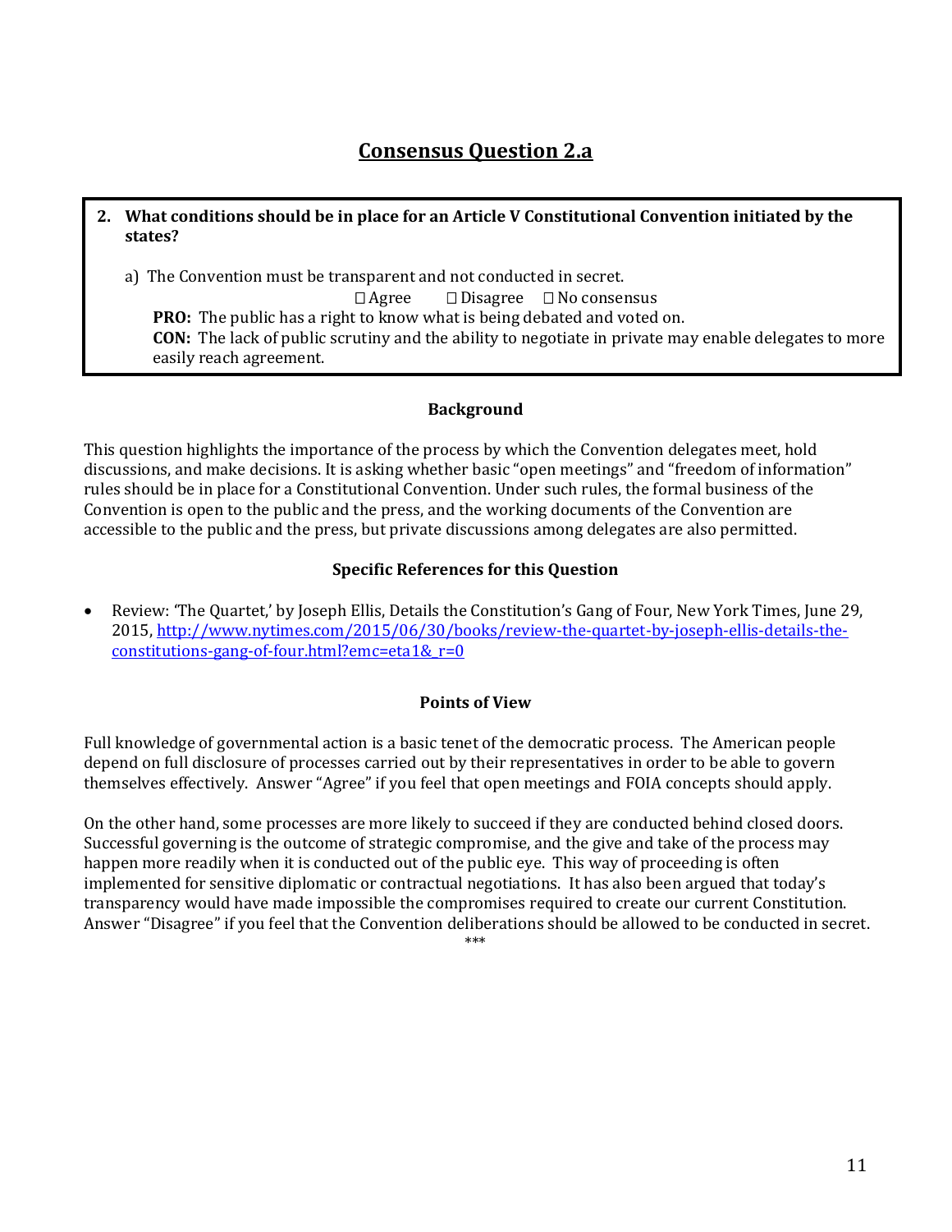## Consensus Question 2.a

**2. What conditions should be in place for an Article V Constitutional Convention initiated by the states?**

a) The Convention must be transparent and not conducted in secret.

☐ Agree ☐ Disagree ☐ No consensus

**PRO:** The public has a right to know what is being debated and voted on.

**CON:** The lack of public scrutiny and the ability to negotiate in private may enable delegates to more easily reach agreement.

### Background

This question highlights the importance of the process by which the Convention delegates meet, hold discussions, and make decisions. It is asking whether basic "open meetings" and "freedom of information" rules should be in place for a Constitutional Convention. Under such rules, the formal business of the Convention is open to the public and the press, and the working documents of the Convention are accessible to the public and the press, but private discussions among delegates are also permitted.

### Specific References for this Question

- Review: 'The Quartet,' by Joseph Ellis, Details the Constitution's Gang of Four, New York Times, June 29, 2015, [http://www.nytimes.com/2015/06/30/books/review-the-quartet-by-joseph-ellis-details-the-constitutions-gang-of-four.html?emc=eta1&_r=0](http://www.nytimes.com/2015/06/30/books/review-the-quartet-by-joseph-ellis-details-the-constitutions-gang-of-four.html?emc=eta1&_r=0)

### Points of View

Full knowledge of governmental action is a basic tenet of the democratic process. The American people depend on full disclosure of processes carried out by their representatives in order to be able to govern themselves effectively. Answer "Agree" if you feel that open meetings and FOIA concepts should apply.

On the other hand, some processes are more likely to succeed if they are conducted behind closed doors. Successful governing is the outcome of strategic compromise, and the give and take of the process may happen more readily when it is conducted out of the public eye. This way of proceeding is often implemented for sensitive diplomatic or contractual negotiations. It has also been argued that today's transparency would have made impossible the compromises required to create our current Constitution. Answer "Disagree" if you feel that the Convention deliberations should be allowed to be conducted in secret.

***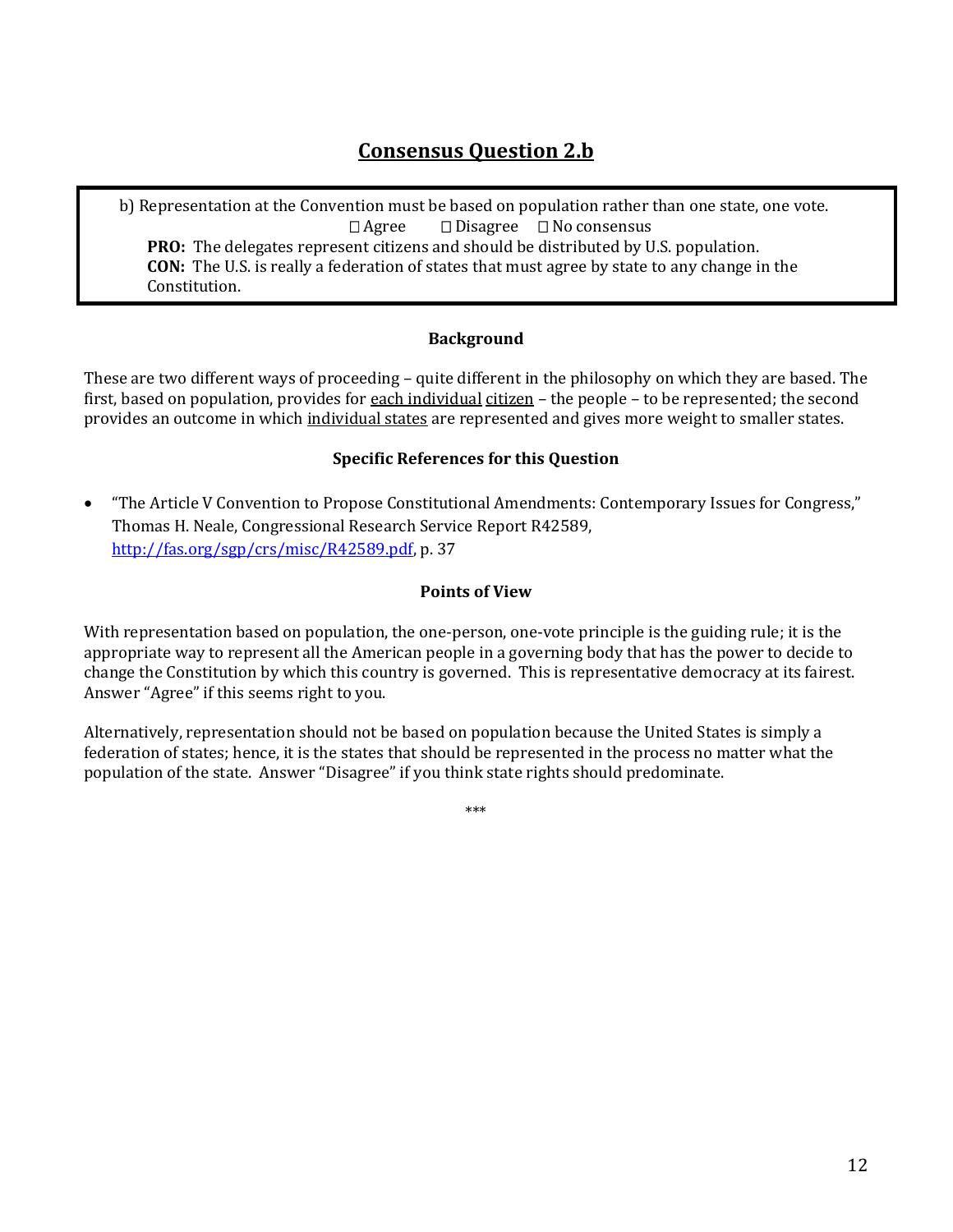## Consensus Question 2.b

> b) Representation at the Convention must be based on population rather than one state, one vote.
>
> ☐ Agree ☐ Disagree ☐ No consensus
>
> **PRO:** The delegates represent citizens and should be distributed by U.S. population.
>
> **CON:** The U.S. is really a federation of states that must agree by state to any change in the Constitution.

### Background

These are two different ways of proceeding – quite different in the philosophy on which they are based. The first, based on population, provides for <u>each individual</u> <u>citizen</u> – the people – to be represented; the second provides an outcome in which <u>individual states</u> are represented and gives more weight to smaller states.

### Specific References for this Question

- "The Article V Convention to Propose Constitutional Amendments: Contemporary Issues for Congress," Thomas H. Neale, Congressional Research Service Report R42589, [http://fas.org/sgp/crs/misc/R42589.pdf](http://fas.org/sgp/crs/misc/R42589.pdf), p. 37

### Points of View

With representation based on population, the one-person, one-vote principle is the guiding rule; it is the appropriate way to represent all the American people in a governing body that has the power to decide to change the Constitution by which this country is governed. This is representative democracy at its fairest. Answer "Agree" if this seems right to you.

Alternatively, representation should not be based on population because the United States is simply a federation of states; hence, it is the states that should be represented in the process no matter what the population of the state. Answer "Disagree" if you think state rights should predominate.

***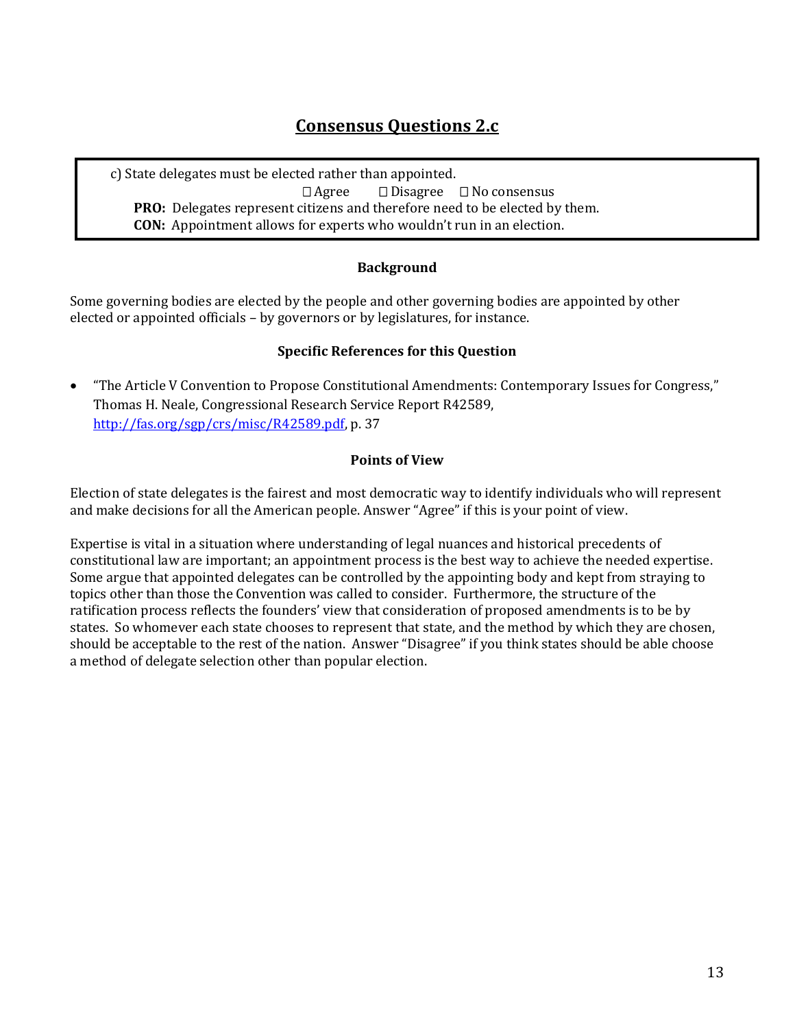## Consensus Questions 2.c

c) State delegates must be elected rather than appointed.

☐ Agree ☐ Disagree ☐ No consensus

**PRO:** Delegates represent citizens and therefore need to be elected by them.

**CON:** Appointment allows for experts who wouldn't run in an election.

### Background

Some governing bodies are elected by the people and other governing bodies are appointed by other elected or appointed officials – by governors or by legislatures, for instance.

### Specific References for this Question

- "The Article V Convention to Propose Constitutional Amendments: Contemporary Issues for Congress," Thomas H. Neale, Congressional Research Service Report R42589, [http://fas.org/sgp/crs/misc/R42589.pdf](http://fas.org/sgp/crs/misc/R42589.pdf), p. 37

### Points of View

Election of state delegates is the fairest and most democratic way to identify individuals who will represent and make decisions for all the American people. Answer "Agree" if this is your point of view.

Expertise is vital in a situation where understanding of legal nuances and historical precedents of constitutional law are important; an appointment process is the best way to achieve the needed expertise. Some argue that appointed delegates can be controlled by the appointing body and kept from straying to topics other than those the Convention was called to consider. Furthermore, the structure of the ratification process reflects the founders' view that consideration of proposed amendments is to be by states. So whomever each state chooses to represent that state, and the method by which they are chosen, should be acceptable to the rest of the nation. Answer "Disagree" if you think states should be able choose a method of delegate selection other than popular election.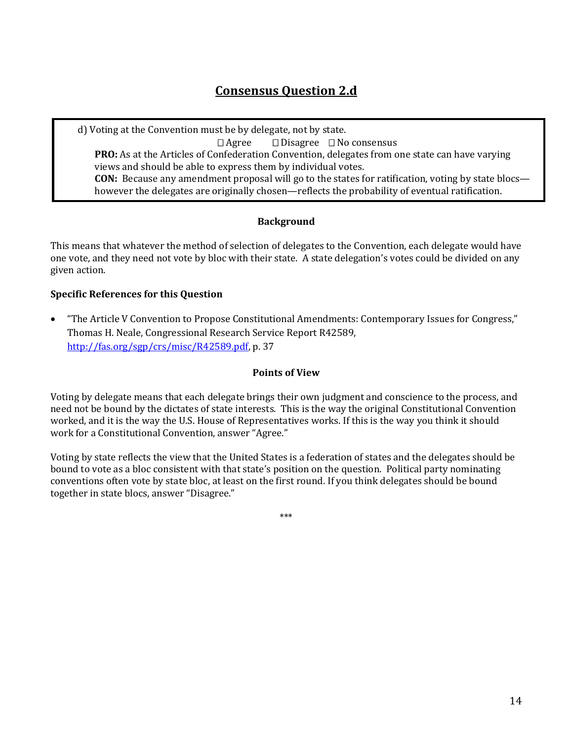## Consensus Question 2.d

d) Voting at the Convention must be by delegate, not by state.

☐ Agree ☐ Disagree ☐ No consensus

**PRO:** As at the Articles of Confederation Convention, delegates from one state can have varying views and should be able to express them by individual votes.

**CON:** Because any amendment proposal will go to the states for ratification, voting by state blocs—however the delegates are originally chosen—reflects the probability of eventual ratification.

### Background

This means that whatever the method of selection of delegates to the Convention, each delegate would have one vote, and they need not vote by bloc with their state. A state delegation's votes could be divided on any given action.

**Specific References for this Question**

- "The Article V Convention to Propose Constitutional Amendments: Contemporary Issues for Congress," Thomas H. Neale, Congressional Research Service Report R42589, [http://fas.org/sgp/crs/misc/R42589.pdf](http://fas.org/sgp/crs/misc/R42589.pdf), p. 37

### Points of View

Voting by delegate means that each delegate brings their own judgment and conscience to the process, and need not be bound by the dictates of state interests. This is the way the original Constitutional Convention worked, and it is the way the U.S. House of Representatives works. If this is the way you think it should work for a Constitutional Convention, answer "Agree."

Voting by state reflects the view that the United States is a federation of states and the delegates should be bound to vote as a bloc consistent with that state's position on the question. Political party nominating conventions often vote by state bloc, at least on the first round. If you think delegates should be bound together in state blocs, answer "Disagree."

***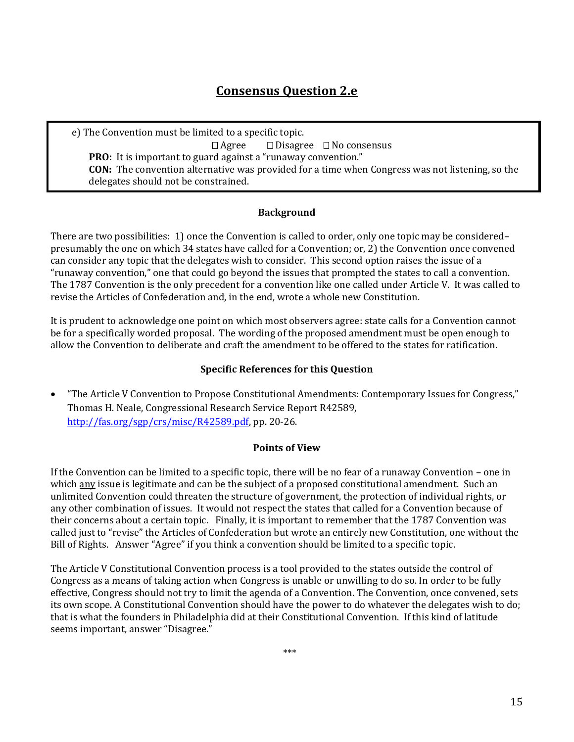## Consensus Question 2.e

e) The Convention must be limited to a specific topic.

☐ Agree ☐ Disagree ☐ No consensus

**PRO:** It is important to guard against a "runaway convention."

**CON:** The convention alternative was provided for a time when Congress was not listening, so the delegates should not be constrained.

### Background

There are two possibilities: 1) once the Convention is called to order, only one topic may be considered–presumably the one on which 34 states have called for a Convention; or, 2) the Convention once convened can consider any topic that the delegates wish to consider. This second option raises the issue of a "runaway convention," one that could go beyond the issues that prompted the states to call a convention. The 1787 Convention is the only precedent for a convention like one called under Article V. It was called to revise the Articles of Confederation and, in the end, wrote a whole new Constitution.

It is prudent to acknowledge one point on which most observers agree: state calls for a Convention cannot be for a specifically worded proposal. The wording of the proposed amendment must be open enough to allow the Convention to deliberate and craft the amendment to be offered to the states for ratification.

### Specific References for this Question

- "The Article V Convention to Propose Constitutional Amendments: Contemporary Issues for Congress," Thomas H. Neale, Congressional Research Service Report R42589, http://fas.org/sgp/crs/misc/R42589.pdf, pp. 20-26.

### Points of View

If the Convention can be limited to a specific topic, there will be no fear of a runaway Convention – one in which any issue is legitimate and can be the subject of a proposed constitutional amendment. Such an unlimited Convention could threaten the structure of government, the protection of individual rights, or any other combination of issues. It would not respect the states that called for a Convention because of their concerns about a certain topic. Finally, it is important to remember that the 1787 Convention was called just to "revise" the Articles of Confederation but wrote an entirely new Constitution, one without the Bill of Rights. Answer "Agree" if you think a convention should be limited to a specific topic.

The Article V Constitutional Convention process is a tool provided to the states outside the control of Congress as a means of taking action when Congress is unable or unwilling to do so. In order to be fully effective, Congress should not try to limit the agenda of a Convention. The Convention, once convened, sets its own scope. A Constitutional Convention should have the power to do whatever the delegates wish to do; that is what the founders in Philadelphia did at their Constitutional Convention. If this kind of latitude seems important, answer "Disagree."

***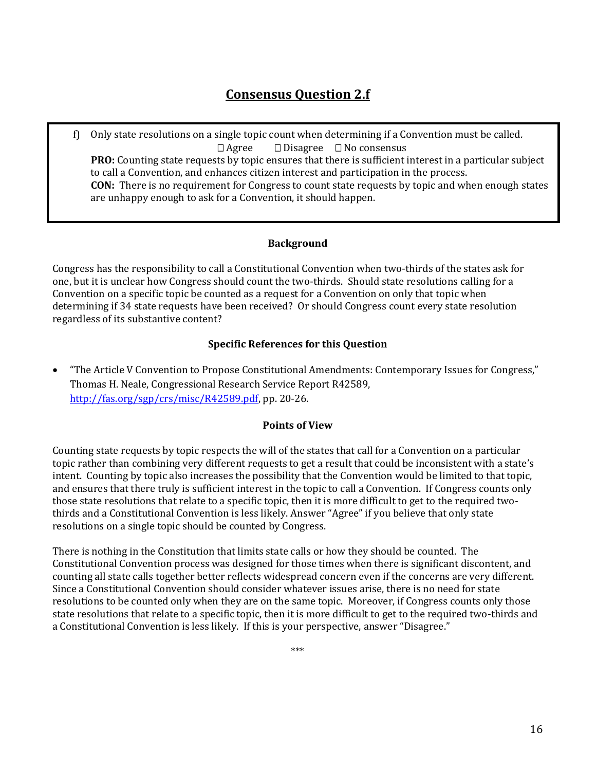## Consensus Question 2.f

f) Only state resolutions on a single topic count when determining if a Convention must be called.

☐ Agree ☐ Disagree ☐ No consensus

**PRO:** Counting state requests by topic ensures that there is sufficient interest in a particular subject to call a Convention, and enhances citizen interest and participation in the process.

**CON:** There is no requirement for Congress to count state requests by topic and when enough states are unhappy enough to ask for a Convention, it should happen.

### Background

Congress has the responsibility to call a Constitutional Convention when two-thirds of the states ask for one, but it is unclear how Congress should count the two-thirds. Should state resolutions calling for a Convention on a specific topic be counted as a request for a Convention on only that topic when determining if 34 state requests have been received? Or should Congress count every state resolution regardless of its substantive content?

### Specific References for this Question

- "The Article V Convention to Propose Constitutional Amendments: Contemporary Issues for Congress," Thomas H. Neale, Congressional Research Service Report R42589, [http://fas.org/sgp/crs/misc/R42589.pdf](http://fas.org/sgp/crs/misc/R42589.pdf), pp. 20-26.

### Points of View

Counting state requests by topic respects the will of the states that call for a Convention on a particular topic rather than combining very different requests to get a result that could be inconsistent with a state's intent. Counting by topic also increases the possibility that the Convention would be limited to that topic, and ensures that there truly is sufficient interest in the topic to call a Convention. If Congress counts only those state resolutions that relate to a specific topic, then it is more difficult to get to the required two-thirds and a Constitutional Convention is less likely. Answer "Agree" if you believe that only state resolutions on a single topic should be counted by Congress.

There is nothing in the Constitution that limits state calls or how they should be counted. The Constitutional Convention process was designed for those times when there is significant discontent, and counting all state calls together better reflects widespread concern even if the concerns are very different. Since a Constitutional Convention should consider whatever issues arise, there is no need for state resolutions to be counted only when they are on the same topic. Moreover, if Congress counts only those state resolutions that relate to a specific topic, then it is more difficult to get to the required two-thirds and a Constitutional Convention is less likely. If this is your perspective, answer "Disagree."

***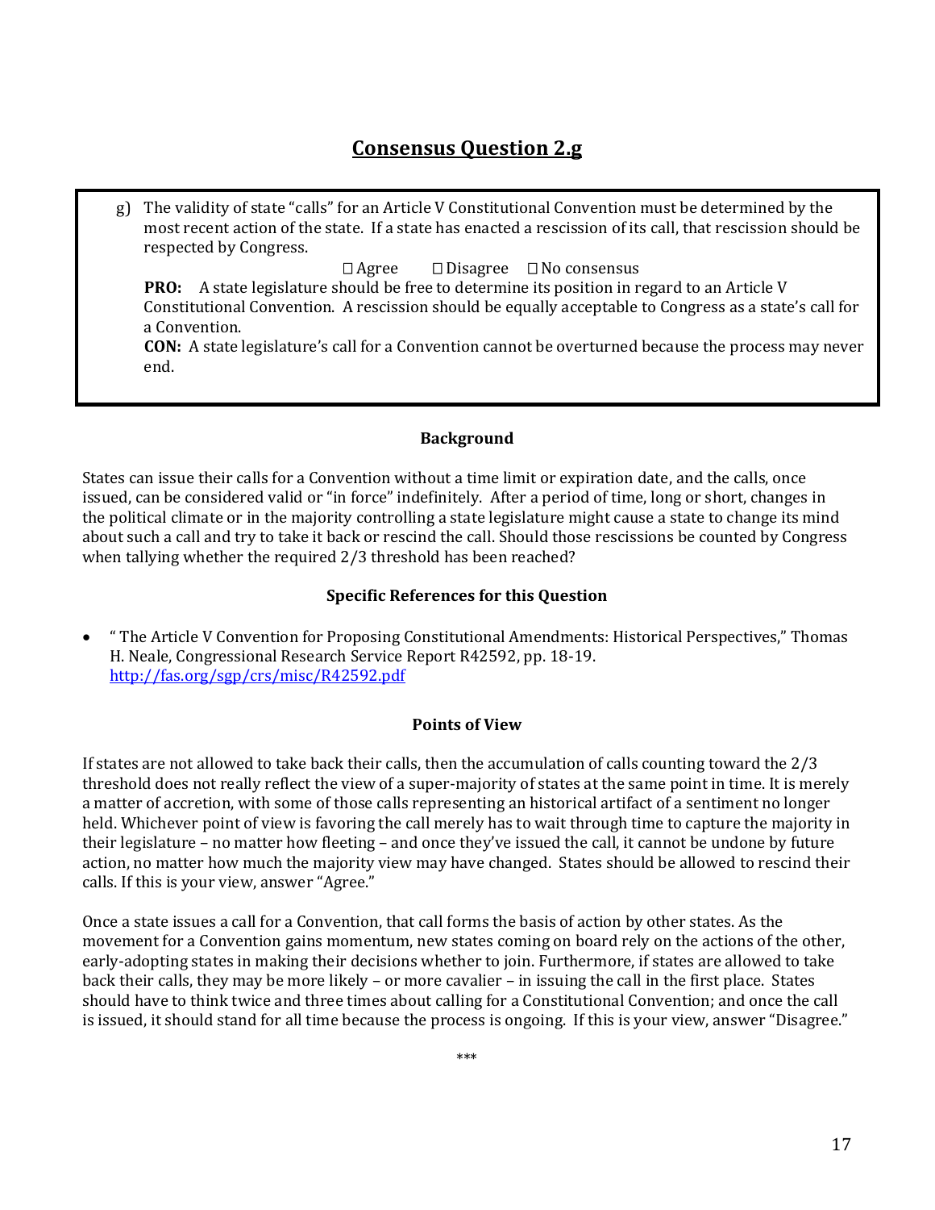## Consensus Question 2.g

g) The validity of state "calls" for an Article V Constitutional Convention must be determined by the most recent action of the state. If a state has enacted a rescission of its call, that rescission should be respected by Congress.

☐ Agree ☐ Disagree ☐ No consensus

**PRO:** A state legislature should be free to determine its position in regard to an Article V Constitutional Convention. A rescission should be equally acceptable to Congress as a state's call for a Convention.

**CON:** A state legislature's call for a Convention cannot be overturned because the process may never end.

### Background

States can issue their calls for a Convention without a time limit or expiration date, and the calls, once issued, can be considered valid or "in force" indefinitely. After a period of time, long or short, changes in the political climate or in the majority controlling a state legislature might cause a state to change its mind about such a call and try to take it back or rescind the call. Should those rescissions be counted by Congress when tallying whether the required 2/3 threshold has been reached?

### Specific References for this Question

- " The Article V Convention for Proposing Constitutional Amendments: Historical Perspectives," Thomas H. Neale, Congressional Research Service Report R42592, pp. 18-19. http://fas.org/sgp/crs/misc/R42592.pdf

### Points of View

If states are not allowed to take back their calls, then the accumulation of calls counting toward the 2/3 threshold does not really reflect the view of a super-majority of states at the same point in time. It is merely a matter of accretion, with some of those calls representing an historical artifact of a sentiment no longer held. Whichever point of view is favoring the call merely has to wait through time to capture the majority in their legislature – no matter how fleeting – and once they've issued the call, it cannot be undone by future action, no matter how much the majority view may have changed. States should be allowed to rescind their calls. If this is your view, answer "Agree."

Once a state issues a call for a Convention, that call forms the basis of action by other states. As the movement for a Convention gains momentum, new states coming on board rely on the actions of the other, early-adopting states in making their decisions whether to join. Furthermore, if states are allowed to take back their calls, they may be more likely – or more cavalier – in issuing the call in the first place. States should have to think twice and three times about calling for a Constitutional Convention; and once the call is issued, it should stand for all time because the process is ongoing. If this is your view, answer "Disagree."

***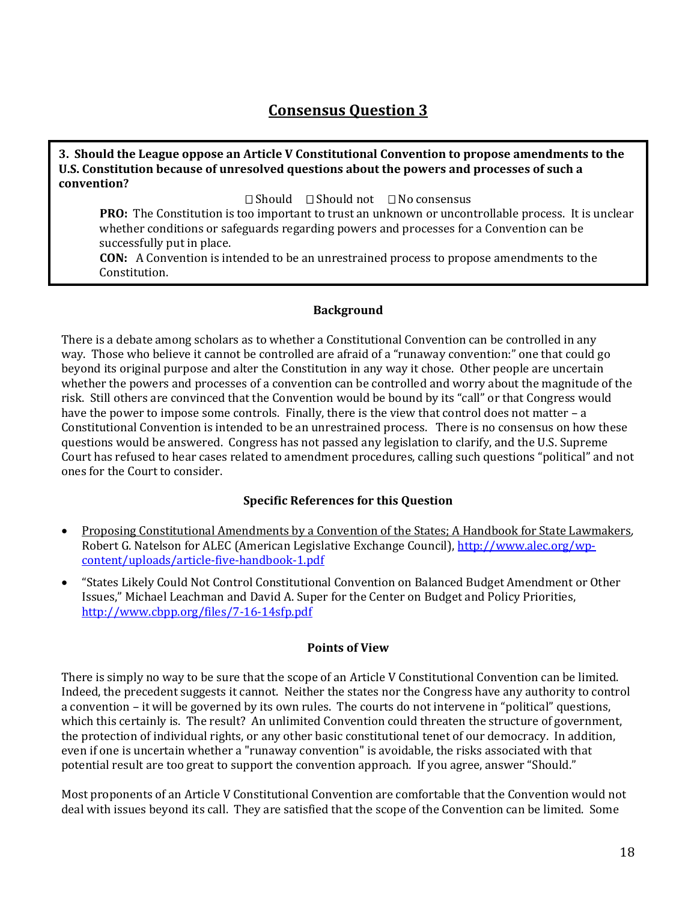## Consensus Question 3

**3. Should the League oppose an Article V Constitutional Convention to propose amendments to the U.S. Constitution because of unresolved questions about the powers and processes of such a convention?**

☐ Should ☐ Should not ☐ No consensus

**PRO:** The Constitution is too important to trust an unknown or uncontrollable process. It is unclear whether conditions or safeguards regarding powers and processes for a Convention can be successfully put in place.

**CON:** A Convention is intended to be an unrestrained process to propose amendments to the Constitution.

### Background

There is a debate among scholars as to whether a Constitutional Convention can be controlled in any way. Those who believe it cannot be controlled are afraid of a "runaway convention:" one that could go beyond its original purpose and alter the Constitution in any way it chose. Other people are uncertain whether the powers and processes of a convention can be controlled and worry about the magnitude of the risk. Still others are convinced that the Convention would be bound by its "call" or that Congress would have the power to impose some controls. Finally, there is the view that control does not matter – a Constitutional Convention is intended to be an unrestrained process. There is no consensus on how these questions would be answered. Congress has not passed any legislation to clarify, and the U.S. Supreme Court has refused to hear cases related to amendment procedures, calling such questions "political" and not ones for the Court to consider.

### Specific References for this Question

- Proposing Constitutional Amendments by a Convention of the States; A Handbook for State Lawmakers, Robert G. Natelson for ALEC (American Legislative Exchange Council), http://www.alec.org/wp-content/uploads/article-five-handbook-1.pdf
- "States Likely Could Not Control Constitutional Convention on Balanced Budget Amendment or Other Issues," Michael Leachman and David A. Super for the Center on Budget and Policy Priorities, http://www.cbpp.org/files/7-16-14sfp.pdf

### Points of View

There is simply no way to be sure that the scope of an Article V Constitutional Convention can be limited. Indeed, the precedent suggests it cannot. Neither the states nor the Congress have any authority to control a convention – it will be governed by its own rules. The courts do not intervene in "political" questions, which this certainly is. The result? An unlimited Convention could threaten the structure of government, the protection of individual rights, or any other basic constitutional tenet of our democracy. In addition, even if one is uncertain whether a "runaway convention" is avoidable, the risks associated with that potential result are too great to support the convention approach. If you agree, answer "Should."

Most proponents of an Article V Constitutional Convention are comfortable that the Convention would not deal with issues beyond its call. They are satisfied that the scope of the Convention can be limited. Some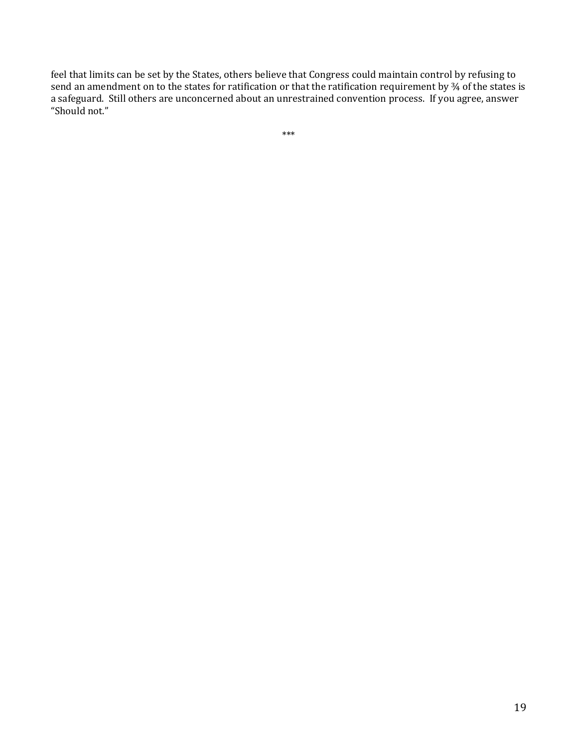feel that limits can be set by the States, others believe that Congress could maintain control by refusing to send an amendment on to the states for ratification or that the ratification requirement by ¾ of the states is a safeguard. Still others are unconcerned about an unrestrained convention process. If you agree, answer "Should not."

***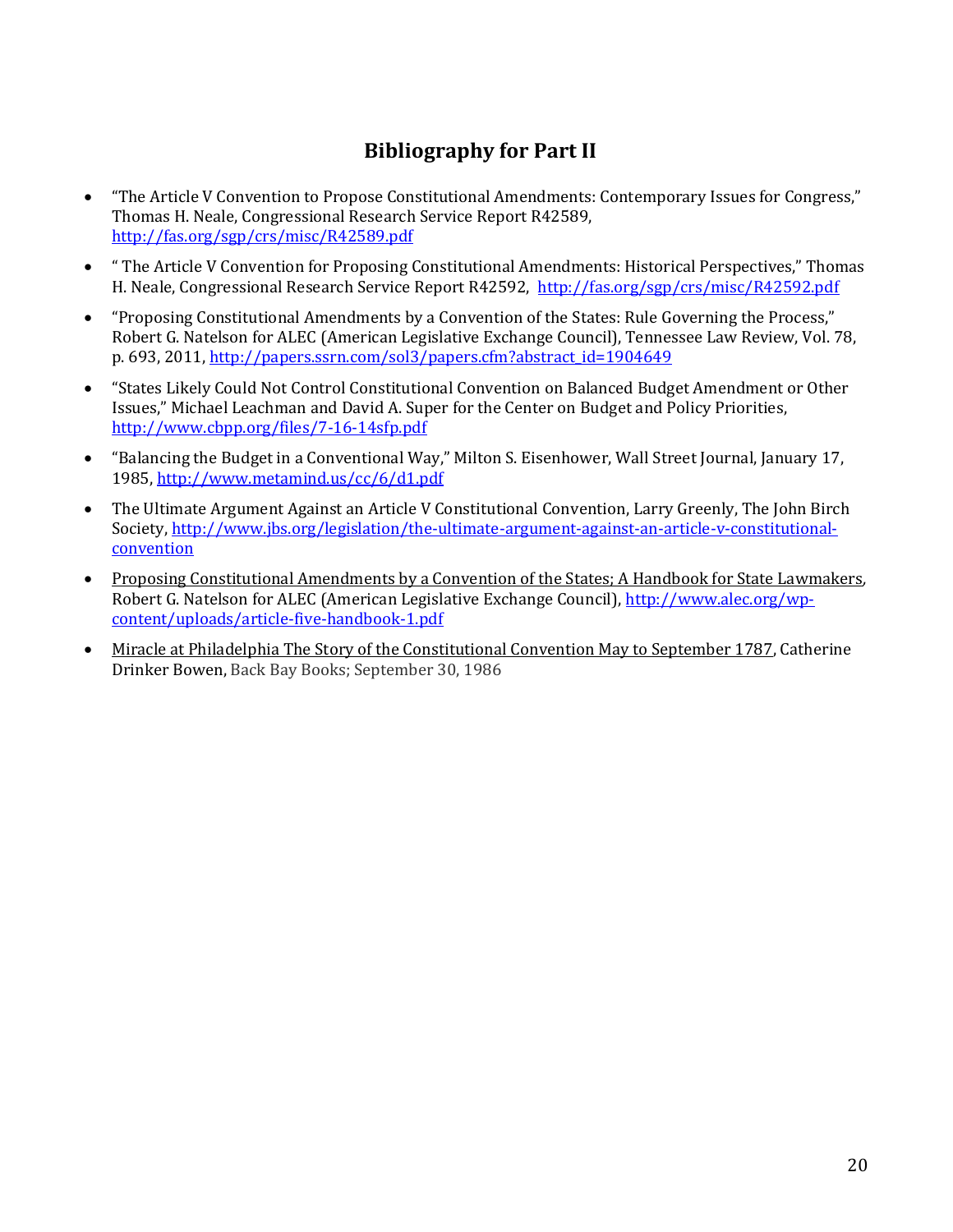## Bibliography for Part II

- "The Article V Convention to Propose Constitutional Amendments: Contemporary Issues for Congress," Thomas H. Neale, Congressional Research Service Report R42589, http://fas.org/sgp/crs/misc/R42589.pdf
- " The Article V Convention for Proposing Constitutional Amendments: Historical Perspectives," Thomas H. Neale, Congressional Research Service Report R42592, http://fas.org/sgp/crs/misc/R42592.pdf
- "Proposing Constitutional Amendments by a Convention of the States: Rule Governing the Process," Robert G. Natelson for ALEC (American Legislative Exchange Council), Tennessee Law Review, Vol. 78, p. 693, 2011, http://papers.ssrn.com/sol3/papers.cfm?abstract_id=1904649
- "States Likely Could Not Control Constitutional Convention on Balanced Budget Amendment or Other Issues," Michael Leachman and David A. Super for the Center on Budget and Policy Priorities, http://www.cbpp.org/files/7-16-14sfp.pdf
- "Balancing the Budget in a Conventional Way," Milton S. Eisenhower, Wall Street Journal, January 17, 1985, http://www.metamind.us/cc/6/d1.pdf
- The Ultimate Argument Against an Article V Constitutional Convention, Larry Greenly, The John Birch Society, http://www.jbs.org/legislation/the-ultimate-argument-against-an-article-v-constitutional-convention
- Proposing Constitutional Amendments by a Convention of the States; A Handbook for State Lawmakers, Robert G. Natelson for ALEC (American Legislative Exchange Council), http://www.alec.org/wp-content/uploads/article-five-handbook-1.pdf
- Miracle at Philadelphia The Story of the Constitutional Convention May to September 1787, Catherine Drinker Bowen, Back Bay Books; September 30, 1986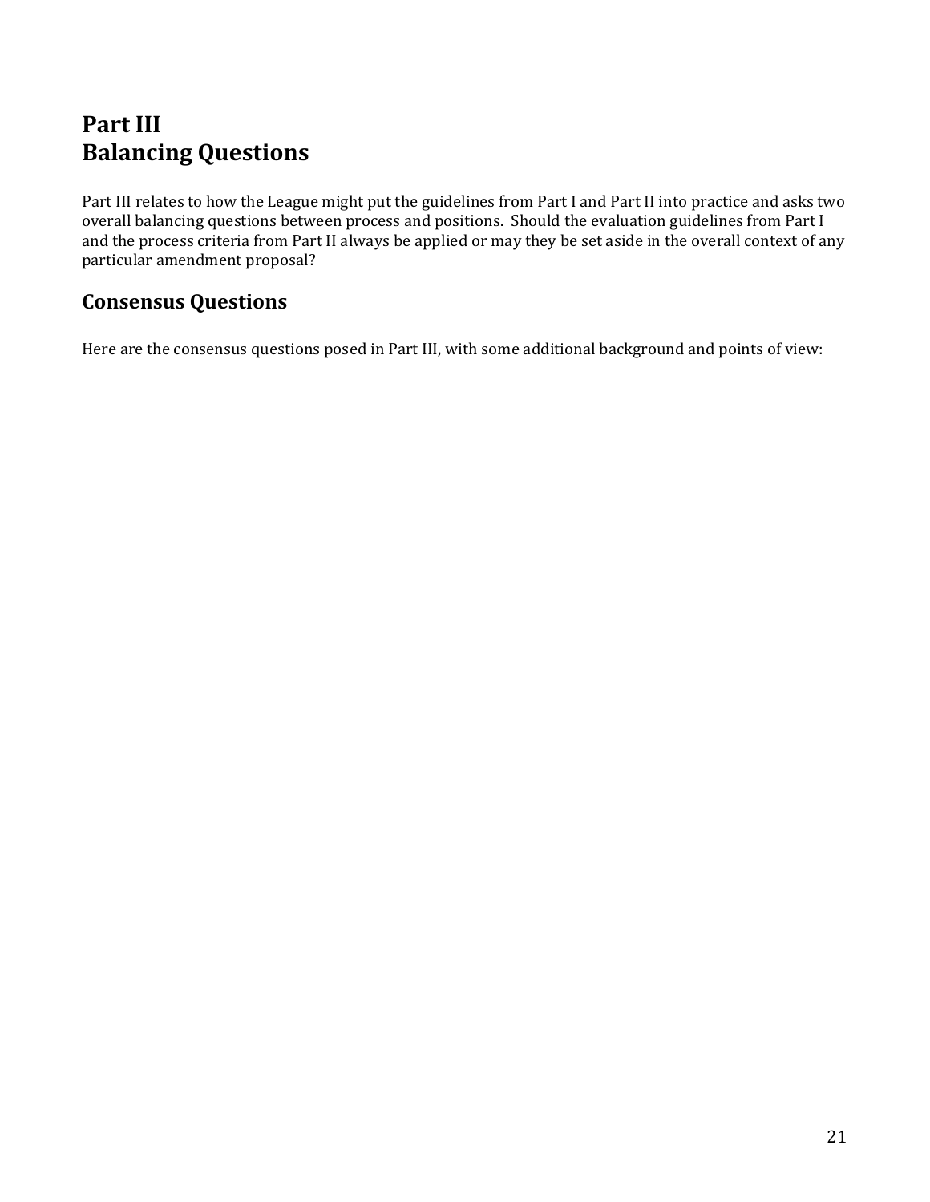# Part III
# Balancing Questions

Part III relates to how the League might put the guidelines from Part I and Part II into practice and asks two overall balancing questions between process and positions. Should the evaluation guidelines from Part I and the process criteria from Part II always be applied or may they be set aside in the overall context of any particular amendment proposal?

## Consensus Questions

Here are the consensus questions posed in Part III, with some additional background and points of view: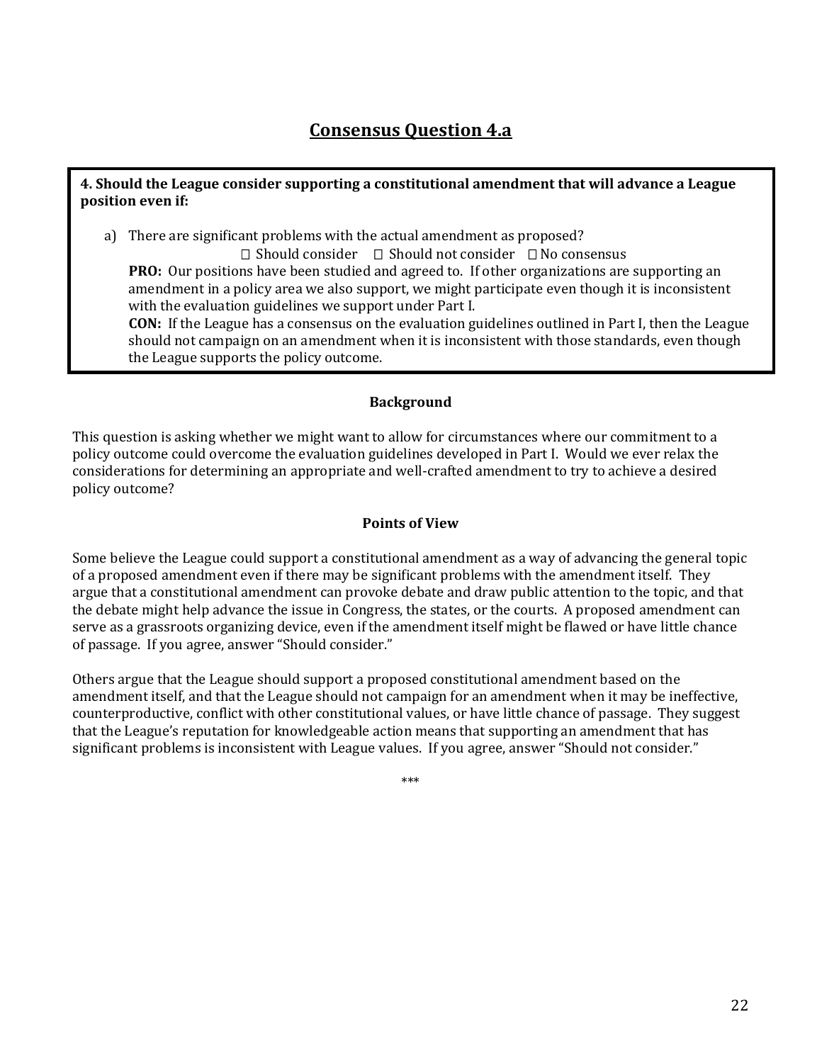## Consensus Question 4.a

**4. Should the League consider supporting a constitutional amendment that will advance a League position even if:**

a) There are significant problems with the actual amendment as proposed?

☐ Should consider ☐ Should not consider ☐ No consensus

**PRO:** Our positions have been studied and agreed to. If other organizations are supporting an amendment in a policy area we also support, we might participate even though it is inconsistent with the evaluation guidelines we support under Part I.

**CON:** If the League has a consensus on the evaluation guidelines outlined in Part I, then the League should not campaign on an amendment when it is inconsistent with those standards, even though the League supports the policy outcome.

### Background

This question is asking whether we might want to allow for circumstances where our commitment to a policy outcome could overcome the evaluation guidelines developed in Part I. Would we ever relax the considerations for determining an appropriate and well-crafted amendment to try to achieve a desired policy outcome?

### Points of View

Some believe the League could support a constitutional amendment as a way of advancing the general topic of a proposed amendment even if there may be significant problems with the amendment itself. They argue that a constitutional amendment can provoke debate and draw public attention to the topic, and that the debate might help advance the issue in Congress, the states, or the courts. A proposed amendment can serve as a grassroots organizing device, even if the amendment itself might be flawed or have little chance of passage. If you agree, answer "Should consider."

Others argue that the League should support a proposed constitutional amendment based on the amendment itself, and that the League should not campaign for an amendment when it may be ineffective, counterproductive, conflict with other constitutional values, or have little chance of passage. They suggest that the League's reputation for knowledgeable action means that supporting an amendment that has significant problems is inconsistent with League values. If you agree, answer "Should not consider."

***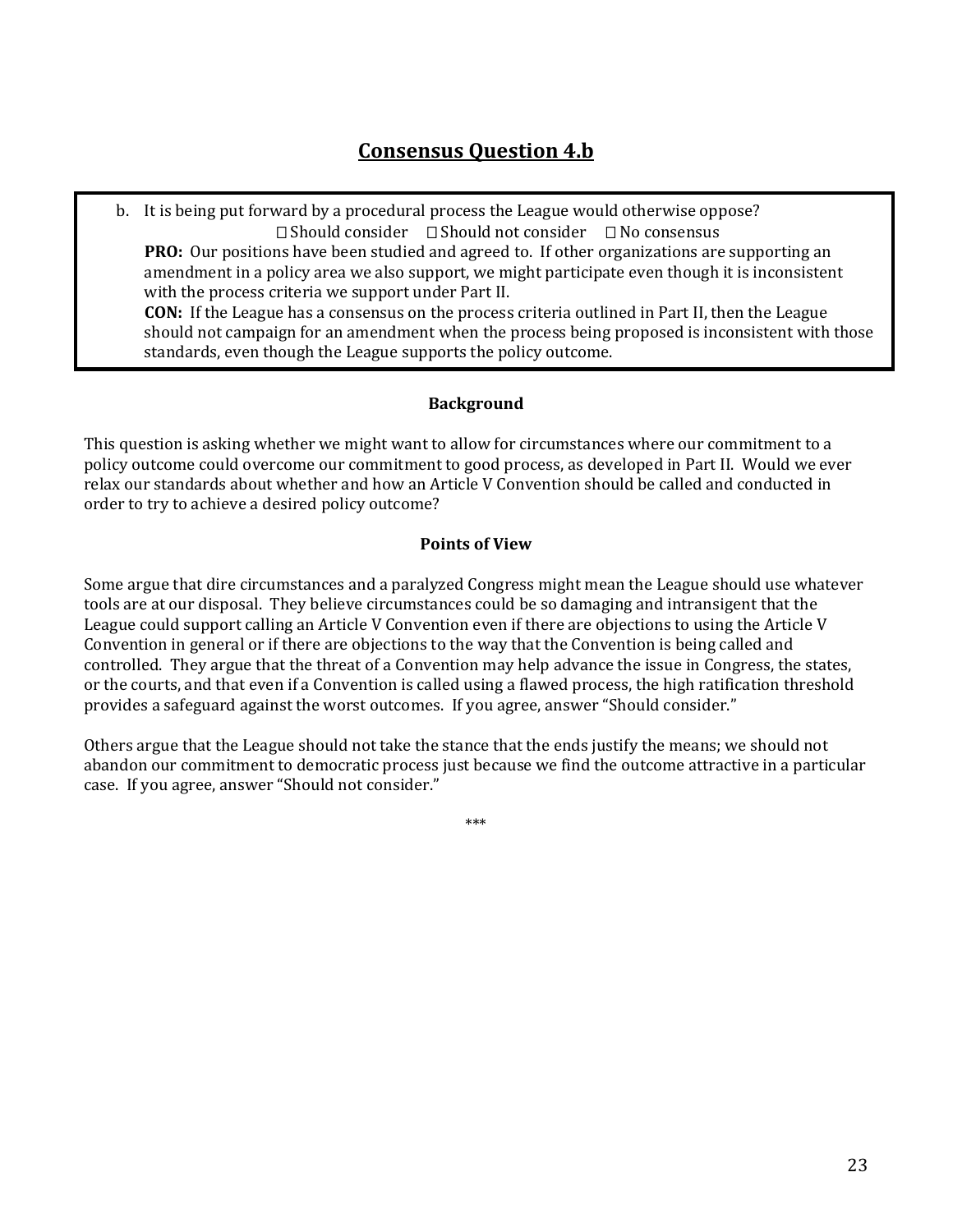## Consensus Question 4.b

b. It is being put forward by a procedural process the League would otherwise oppose?

☐ Should consider ☐ Should not consider ☐ No consensus

**PRO:** Our positions have been studied and agreed to. If other organizations are supporting an amendment in a policy area we also support, we might participate even though it is inconsistent with the process criteria we support under Part II.

**CON:** If the League has a consensus on the process criteria outlined in Part II, then the League should not campaign for an amendment when the process being proposed is inconsistent with those standards, even though the League supports the policy outcome.

**Background**

This question is asking whether we might want to allow for circumstances where our commitment to a policy outcome could overcome our commitment to good process, as developed in Part II. Would we ever relax our standards about whether and how an Article V Convention should be called and conducted in order to try to achieve a desired policy outcome?

**Points of View**

Some argue that dire circumstances and a paralyzed Congress might mean the League should use whatever tools are at our disposal. They believe circumstances could be so damaging and intransigent that the League could support calling an Article V Convention even if there are objections to using the Article V Convention in general or if there are objections to the way that the Convention is being called and controlled. They argue that the threat of a Convention may help advance the issue in Congress, the states, or the courts, and that even if a Convention is called using a flawed process, the high ratification threshold provides a safeguard against the worst outcomes. If you agree, answer "Should consider."

Others argue that the League should not take the stance that the ends justify the means; we should not abandon our commitment to democratic process just because we find the outcome attractive in a particular case. If you agree, answer "Should not consider."

***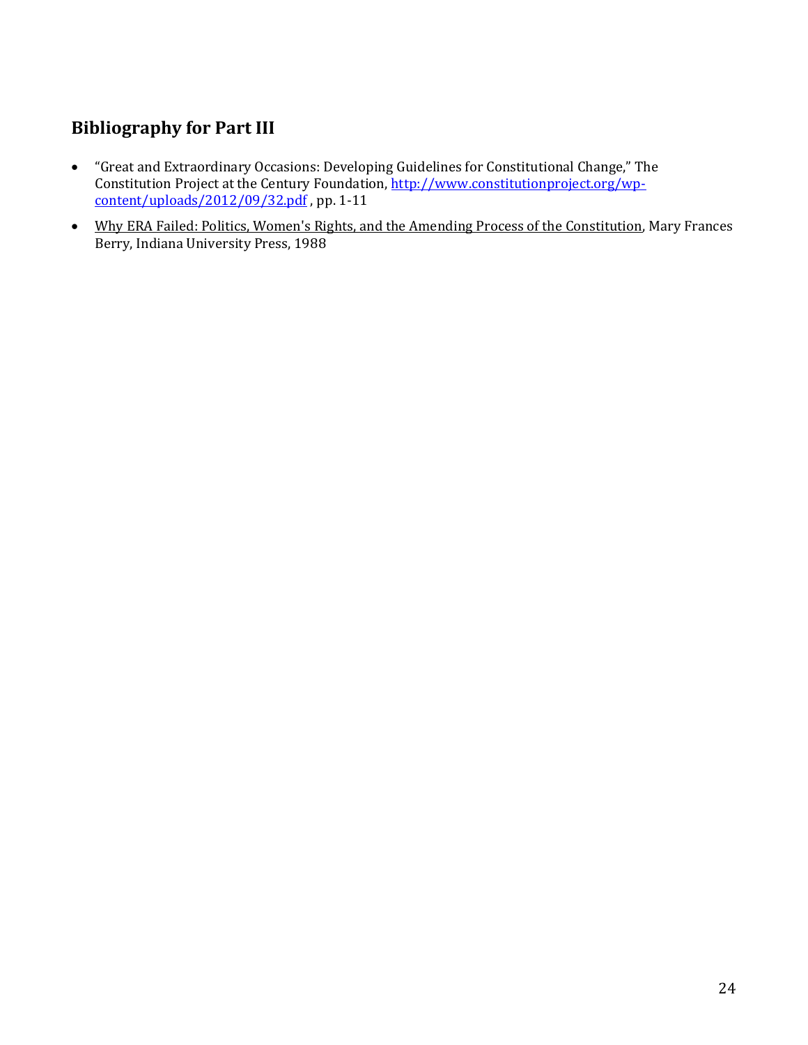## Bibliography for Part III

- "Great and Extraordinary Occasions: Developing Guidelines for Constitutional Change," The Constitution Project at the Century Foundation, http://www.constitutionproject.org/wp-content/uploads/2012/09/32.pdf , pp. 1-11
- Why ERA Failed: Politics, Women's Rights, and the Amending Process of the Constitution, Mary Frances Berry, Indiana University Press, 1988